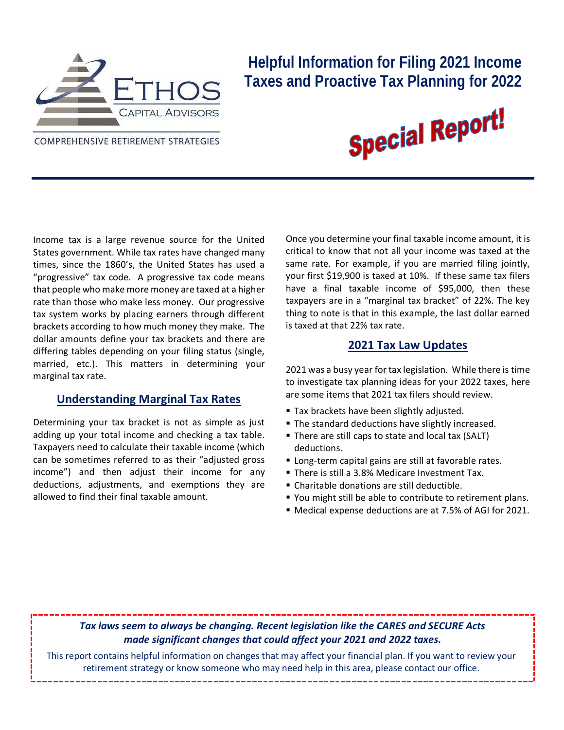ETHOS CAPITAL ADVISORS

COMPREHENSIVE RETIREMENT STRATEGIES

# Helpful Information for Filing 2021 Income Taxes and Proactive Tax Planning for 2022

**Special Report!**

Income tax is a large revenue source for the United States government. While tax rates have changed many times, since the 1860's, the United States has used a "progressive" tax code. A progressive tax code means that people who make more money are taxed at a higher rate than those who make less money. Our progressive tax system works by placing earners through different brackets according to how much money they make. The dollar amounts define your tax brackets and there are differing tables depending on your filing status (single, married, etc.). This matters in determining your marginal tax rate.

## Understanding Marginal Tax Rates

Determining your tax bracket is not as simple as just adding up your total income and checking a tax table. Taxpayers need to calculate their taxable income (which can be sometimes referred to as their "adjusted gross income") and then adjust their income for any deductions, adjustments, and exemptions they are allowed to find their final taxable amount.

Once you determine your final taxable income amount, it is critical to know that not all your income was taxed at the same rate. For example, if you are married filing jointly, your first $19,900 is taxed at 10%. If these same tax filers have a final taxable income of $95,000, then these taxpayers are in a "marginal tax bracket" of 22%. The key thing to note is that in this example, the last dollar earned is taxed at that 22% tax rate.

## 2021 Tax Law Updates

2021 was a busy year for tax legislation. While there is time to investigate tax planning ideas for your 2022 taxes, here are some items that 2021 tax filers should review.

- Tax brackets have been slightly adjusted.
- The standard deductions have slightly increased.
- There are still caps to state and local tax (SALT) deductions.
- Long-term capital gains are still at favorable rates.
- There is still a 3.8% Medicare Investment Tax.
- Charitable donations are still deductible.
- You might still be able to contribute to retirement plans.
- Medical expense deductions are at 7.5% of AGI for 2021.

***Tax laws seem to always be changing. Recent legislation like the CARES and SECURE Acts made significant changes that could affect your 2021 and 2022 taxes.***

This report contains helpful information on changes that may affect your financial plan. If you want to review your retirement strategy or know someone who may need help in this area, please contact our office.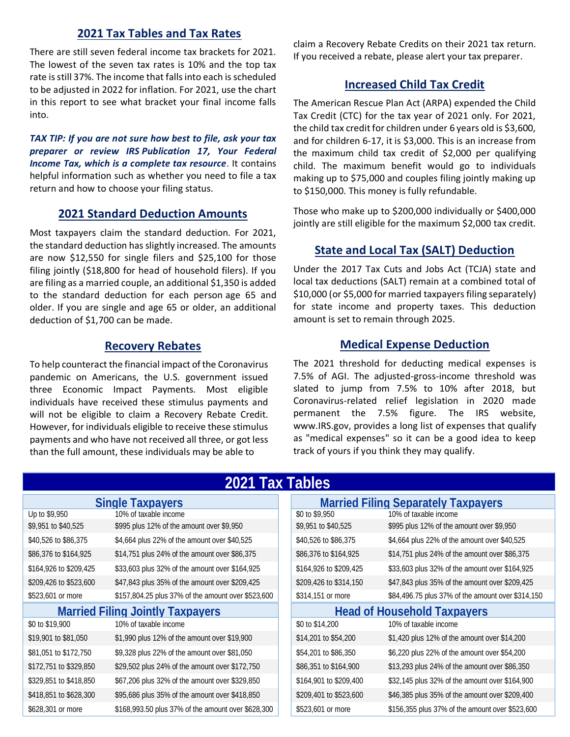## 2021 Tax Tables and Tax Rates

There are still seven federal income tax brackets for 2021. The lowest of the seven tax rates is 10% and the top tax rate is still 37%. The income that falls into each is scheduled to be adjusted in 2022 for inflation. For 2021, use the chart in this report to see what bracket your final income falls into.

***TAX TIP: If you are not sure how best to file, ask your tax preparer or review IRS Publication 17, Your Federal Income Tax, which is a complete tax resource***. It contains helpful information such as whether you need to file a tax return and how to choose your filing status.

## 2021 Standard Deduction Amounts

Most taxpayers claim the standard deduction. For 2021, the standard deduction has slightly increased. The amounts are now $12,550 for single filers and $25,100 for those filing jointly ($18,800 for head of household filers). If you are filing as a married couple, an additional $1,350 is added to the standard deduction for each person age 65 and older. If you are single and age 65 or older, an additional deduction of $1,700 can be made.

## Recovery Rebates

To help counteract the financial impact of the Coronavirus pandemic on Americans, the U.S. government issued three Economic Impact Payments. Most eligible individuals have received these stimulus payments and will not be eligible to claim a Recovery Rebate Credit. However, for individuals eligible to receive these stimulus payments and who have not received all three, or got less than the full amount, these individuals may be able to claim a Recovery Rebate Credits on their 2021 tax return. If you received a rebate, please alert your tax preparer.

## Increased Child Tax Credit

The American Rescue Plan Act (ARPA) expended the Child Tax Credit (CTC) for the tax year of 2021 only. For 2021, the child tax credit for children under 6 years old is $3,600, and for children 6-17, it is $3,000. This is an increase from the maximum child tax credit of $2,000 per qualifying child. The maximum benefit would go to individuals making up to $75,000 and couples filing jointly making up to $150,000. This money is fully refundable.

Those who make up to $200,000 individually or $400,000 jointly are still eligible for the maximum $2,000 tax credit.

## State and Local Tax (SALT) Deduction

Under the 2017 Tax Cuts and Jobs Act (TCJA) state and local tax deductions (SALT) remain at a combined total of $10,000 (or $5,000 for married taxpayers filing separately) for state income and property taxes. This deduction amount is set to remain through 2025.

## Medical Expense Deduction

The 2021 threshold for deducting medical expenses is 7.5% of AGI. The adjusted-gross-income threshold was slated to jump from 7.5% to 10% after 2018, but Coronavirus-related relief legislation in 2020 made permanent the 7.5% figure. The IRS website, www.IRS.gov, provides a long list of expenses that qualify as "medical expenses" so it can be a good idea to keep track of yours if you think they may qualify.

# 2021 Tax Tables

### Single Taxpayers

| Taxable Income | Tax |
|---|---|
| Up to $9,950 | 10% of taxable income |
| $9,951 to $40,525 | $995 plus 12% of the amount over $9,950 |
| $40,526 to $86,375 | $4,664 plus 22% of the amount over $40,525 |
| $86,376 to $164,925 | $14,751 plus 24% of the amount over $86,375 |
| $164,926 to $209,425 | $33,603 plus 32% of the amount over $164,925 |
| $209,426 to $523,600 | $47,843 plus 35% of the amount over $209,425 |
| $523,601 or more | $157,804.25 plus 37% of the amount over $523,600 |

### Married Filing Jointly Taxpayers

| Taxable Income | Tax |
|---|---|
| $0 to $19,900 | 10% of taxable income |
| $19,901 to $81,050 | $1,990 plus 12% of the amount over $19,900 |
| $81,051 to $172,750 | $9,328 plus 22% of the amount over $81,050 |
| $172,751 to $329,850 | $29,502 plus 24% of the amount over $172,750 |
| $329,851 to $418,850 | $67,206 plus 32% of the amount over $329,850 |
| $418,851 to $628,300 | $95,686 plus 35% of the amount over $418,850 |
| $628,301 or more | $168,993.50 plus 37% of the amount over $628,300 |

### Married Filing Separately Taxpayers

| Taxable Income | Tax |
|---|---|
| $0 to $9,950 | 10% of taxable income |
| $9,951 to $40,525 | $995 plus 12% of the amount over $9,950 |
| $40,526 to $86,375 | $4,664 plus 22% of the amount over $40,525 |
| $86,376 to $164,925 | $14,751 plus 24% of the amount over $86,375 |
| $164,926 to $209,425 | $33,603 plus 32% of the amount over $164,925 |
| $209,426 to $314,150 | $47,843 plus 35% of the amount over $209,425 |
| $314,151 or more | $84,496.75 plus 37% of the amount over $314,150 |

### Head of Household Taxpayers

| Taxable Income | Tax |
|---|---|
| $0 to $14,200 | 10% of taxable income |
| $14,201 to $54,200 | $1,420 plus 12% of the amount over $14,200 |
| $54,201 to $86,350 | $6,220 plus 22% of the amount over $54,200 |
| $86,351 to $164,900 | $13,293 plus 24% of the amount over $86,350 |
| $164,901 to $209,400 | $32,145 plus 32% of the amount over $164,900 |
| $209,401 to $523,600 | $46,385 plus 35% of the amount over $209,400 |
| $523,601 or more | $156,355 plus 37% of the amount over $523,600 |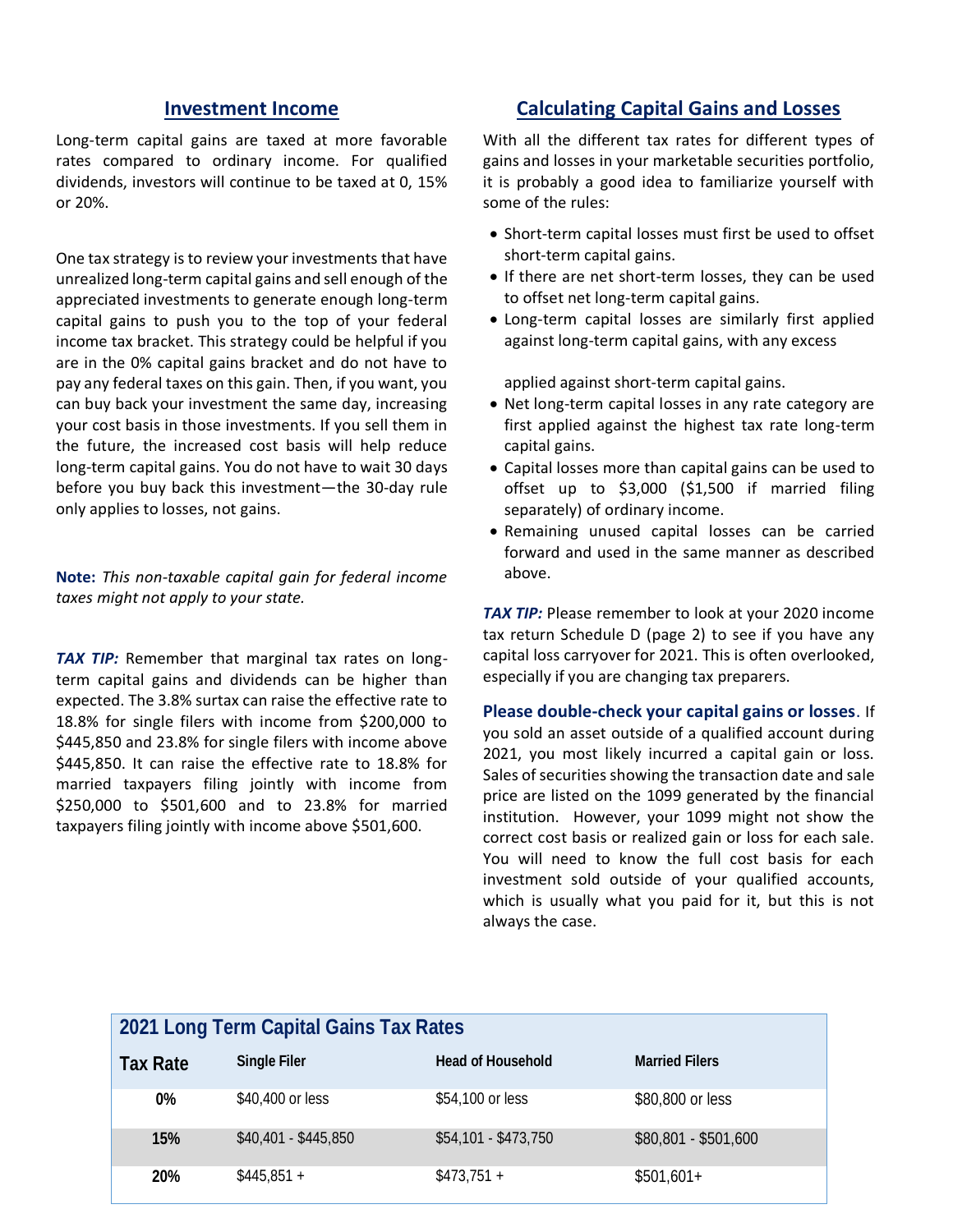## Investment Income

Long-term capital gains are taxed at more favorable rates compared to ordinary income. For qualified dividends, investors will continue to be taxed at 0, 15% or 20%.

One tax strategy is to review your investments that have unrealized long-term capital gains and sell enough of the appreciated investments to generate enough long-term capital gains to push you to the top of your federal income tax bracket. This strategy could be helpful if you are in the 0% capital gains bracket and do not have to pay any federal taxes on this gain. Then, if you want, you can buy back your investment the same day, increasing your cost basis in those investments. If you sell them in the future, the increased cost basis will help reduce long-term capital gains. You do not have to wait 30 days before you buy back this investment—the 30-day rule only applies to losses, not gains.

**Note:** *This non-taxable capital gain for federal income taxes might not apply to your state.*

***TAX TIP:*** Remember that marginal tax rates on long-term capital gains and dividends can be higher than expected. The 3.8% surtax can raise the effective rate to 18.8% for single filers with income from $200,000 to $445,850 and 23.8% for single filers with income above $445,850. It can raise the effective rate to 18.8% for married taxpayers filing jointly with income from $250,000 to $501,600 and to 23.8% for married taxpayers filing jointly with income above $501,600.

## Calculating Capital Gains and Losses

With all the different tax rates for different types of gains and losses in your marketable securities portfolio, it is probably a good idea to familiarize yourself with some of the rules:

- Short-term capital losses must first be used to offset short-term capital gains.
- If there are net short-term losses, they can be used to offset net long-term capital gains.
- Long-term capital losses are similarly first applied against long-term capital gains, with any excess applied against short-term capital gains.
- Net long-term capital losses in any rate category are first applied against the highest tax rate long-term capital gains.
- Capital losses more than capital gains can be used to offset up to $3,000 ($1,500 if married filing separately) of ordinary income.
- Remaining unused capital losses can be carried forward and used in the same manner as described above.

***TAX TIP:*** Please remember to look at your 2020 income tax return Schedule D (page 2) to see if you have any capital loss carryover for 2021. This is often overlooked, especially if you are changing tax preparers.

**Please double-check your capital gains or losses**. If you sold an asset outside of a qualified account during 2021, you most likely incurred a capital gain or loss. Sales of securities showing the transaction date and sale price are listed on the 1099 generated by the financial institution. However, your 1099 might not show the correct cost basis or realized gain or loss for each sale. You will need to know the full cost basis for each investment sold outside of your qualified accounts, which is usually what you paid for it, but this is not always the case.

### 2021 Long Term Capital Gains Tax Rates

| Tax Rate | Single Filer | Head of Household | Married Filers |
|---|---|---|---|
| 0% | $40,400 or less | $54,100 or less | $80,800 or less |
| 15% | $40,401 - $445,850 | $54,101 - $473,750 | $80,801 - $501,600 |
| 20% | $445,851 + | $473,751 + | $501,601+ |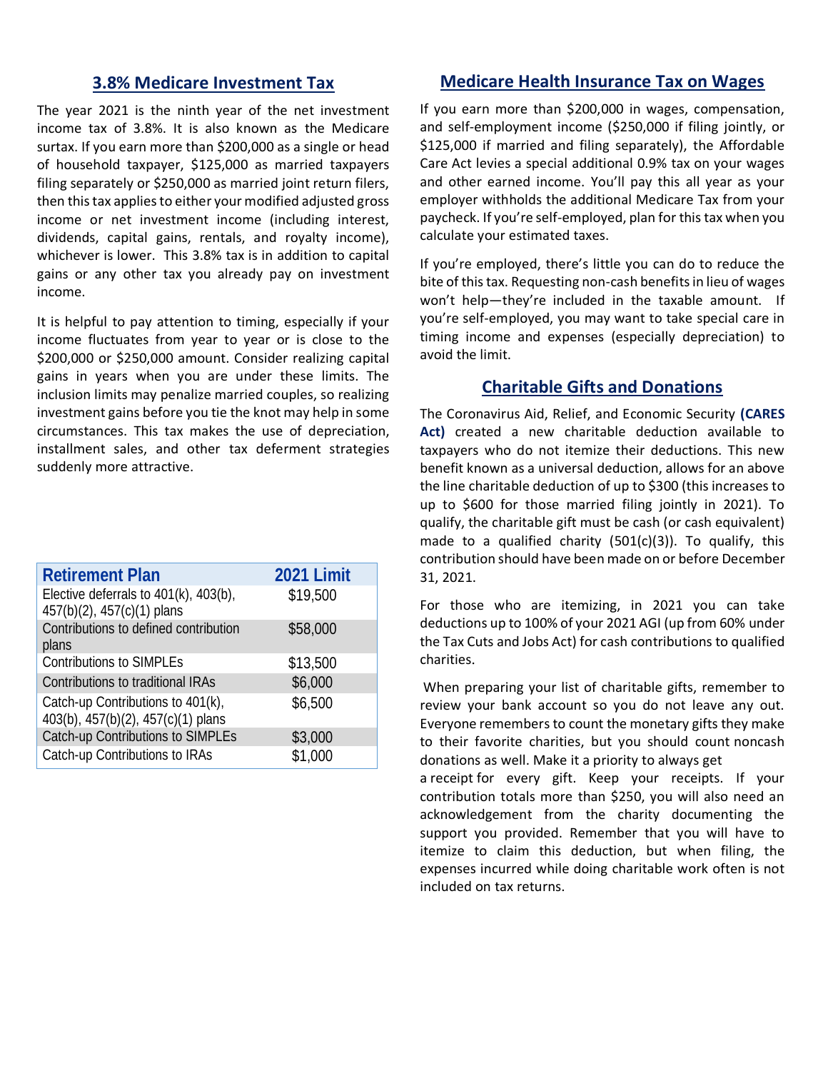## 3.8% Medicare Investment Tax

The year 2021 is the ninth year of the net investment income tax of 3.8%. It is also known as the Medicare surtax. If you earn more than $200,000 as a single or head of household taxpayer, $125,000 as married taxpayers filing separately or $250,000 as married joint return filers, then this tax applies to either your modified adjusted gross income or net investment income (including interest, dividends, capital gains, rentals, and royalty income), whichever is lower. This 3.8% tax is in addition to capital gains or any other tax you already pay on investment income.

It is helpful to pay attention to timing, especially if your income fluctuates from year to year or is close to the $200,000 or $250,000 amount. Consider realizing capital gains in years when you are under these limits. The inclusion limits may penalize married couples, so realizing investment gains before you tie the knot may help in some circumstances. This tax makes the use of depreciation, installment sales, and other tax deferment strategies suddenly more attractive.

| Retirement Plan | 2021 Limit |
|---|---|
| Elective deferrals to 401(k), 403(b), 457(b)(2), 457(c)(1) plans | $19,500 |
| Contributions to defined contribution plans | $58,000 |
| Contributions to SIMPLEs | $13,500 |
| Contributions to traditional IRAs | $6,000 |
| Catch-up Contributions to 401(k), 403(b), 457(b)(2), 457(c)(1) plans | $6,500 |
| Catch-up Contributions to SIMPLEs | $3,000 |
| Catch-up Contributions to IRAs | $1,000 |

## Medicare Health Insurance Tax on Wages

If you earn more than $200,000 in wages, compensation, and self-employment income ($250,000 if filing jointly, or $125,000 if married and filing separately), the Affordable Care Act levies a special additional 0.9% tax on your wages and other earned income. You'll pay this all year as your employer withholds the additional Medicare Tax from your paycheck. If you're self-employed, plan for this tax when you calculate your estimated taxes.

If you're employed, there's little you can do to reduce the bite of this tax. Requesting non-cash benefits in lieu of wages won't help—they're included in the taxable amount. If you're self-employed, you may want to take special care in timing income and expenses (especially depreciation) to avoid the limit.

## Charitable Gifts and Donations

The Coronavirus Aid, Relief, and Economic Security **(CARES Act)** created a new charitable deduction available to taxpayers who do not itemize their deductions. This new benefit known as a universal deduction, allows for an above the line charitable deduction of up to $300 (this increases to up to $600 for those married filing jointly in 2021). To qualify, the charitable gift must be cash (or cash equivalent) made to a qualified charity (501(c)(3)). To qualify, this contribution should have been made on or before December 31, 2021.

For those who are itemizing, in 2021 you can take deductions up to 100% of your 2021 AGI (up from 60% under the Tax Cuts and Jobs Act) for cash contributions to qualified charities.

When preparing your list of charitable gifts, remember to review your bank account so you do not leave any out. Everyone remembers to count the monetary gifts they make to their favorite charities, but you should count noncash donations as well. Make it a priority to always get a receipt for every gift. Keep your receipts. If your contribution totals more than $250, you will also need an acknowledgement from the charity documenting the support you provided. Remember that you will have to itemize to claim this deduction, but when filing, the expenses incurred while doing charitable work often is not included on tax returns.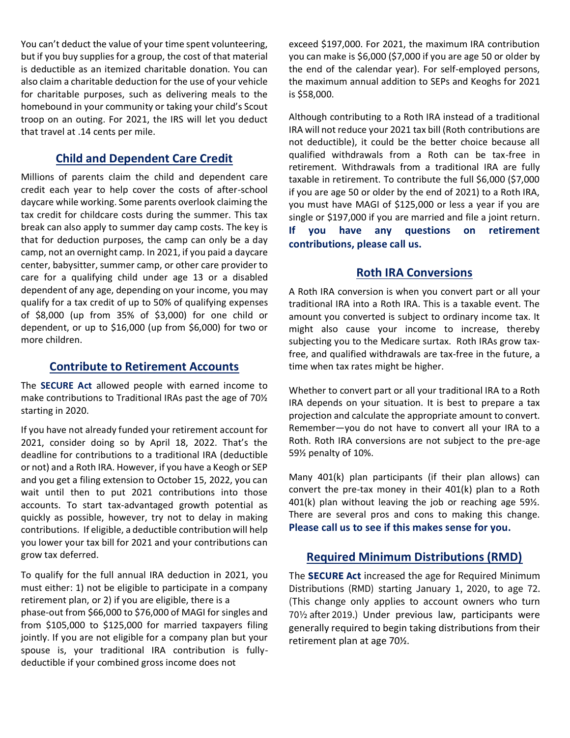You can't deduct the value of your time spent volunteering, but if you buy supplies for a group, the cost of that material is deductible as an itemized charitable donation. You can also claim a charitable deduction for the use of your vehicle for charitable purposes, such as delivering meals to the homebound in your community or taking your child's Scout troop on an outing. For 2021, the IRS will let you deduct that travel at .14 cents per mile.

## Child and Dependent Care Credit

Millions of parents claim the child and dependent care credit each year to help cover the costs of after-school daycare while working. Some parents overlook claiming the tax credit for childcare costs during the summer. This tax break can also apply to summer day camp costs. The key is that for deduction purposes, the camp can only be a day camp, not an overnight camp. In 2021, if you paid a daycare center, babysitter, summer camp, or other care provider to care for a qualifying child under age 13 or a disabled dependent of any age, depending on your income, you may qualify for a tax credit of up to 50% of qualifying expenses of $8,000 (up from 35% of $3,000) for one child or dependent, or up to $16,000 (up from $6,000) for two or more children.

## Contribute to Retirement Accounts

The **SECURE Act** allowed people with earned income to make contributions to Traditional IRAs past the age of 70½ starting in 2020.

If you have not already funded your retirement account for 2021, consider doing so by April 18, 2022. That's the deadline for contributions to a traditional IRA (deductible or not) and a Roth IRA. However, if you have a Keogh or SEP and you get a filing extension to October 15, 2022, you can wait until then to put 2021 contributions into those accounts. To start tax-advantaged growth potential as quickly as possible, however, try not to delay in making contributions. If eligible, a deductible contribution will help you lower your tax bill for 2021 and your contributions can grow tax deferred.

To qualify for the full annual IRA deduction in 2021, you must either: 1) not be eligible to participate in a company retirement plan, or 2) if you are eligible, there is a phase-out from $66,000 to $76,000 of MAGI for singles and from $105,000 to $125,000 for married taxpayers filing jointly. If you are not eligible for a company plan but your spouse is, your traditional IRA contribution is fully-deductible if your combined gross income does not exceed $197,000. For 2021, the maximum IRA contribution you can make is $6,000 ($7,000 if you are age 50 or older by the end of the calendar year). For self-employed persons, the maximum annual addition to SEPs and Keoghs for 2021 is $58,000.

Although contributing to a Roth IRA instead of a traditional IRA will not reduce your 2021 tax bill (Roth contributions are not deductible), it could be the better choice because all qualified withdrawals from a Roth can be tax-free in retirement. Withdrawals from a traditional IRA are fully taxable in retirement. To contribute the full $6,000 ($7,000 if you are age 50 or older by the end of 2021) to a Roth IRA, you must have MAGI of $125,000 or less a year if you are single or $197,000 if you are married and file a joint return. **If you have any questions on retirement contributions, please call us.**

## Roth IRA Conversions

A Roth IRA conversion is when you convert part or all your traditional IRA into a Roth IRA. This is a taxable event. The amount you converted is subject to ordinary income tax. It might also cause your income to increase, thereby subjecting you to the Medicare surtax. Roth IRAs grow tax-free, and qualified withdrawals are tax-free in the future, a time when tax rates might be higher.

Whether to convert part or all your traditional IRA to a Roth IRA depends on your situation. It is best to prepare a tax projection and calculate the appropriate amount to convert. Remember—you do not have to convert all your IRA to a Roth. Roth IRA conversions are not subject to the pre-age 59½ penalty of 10%.

Many 401(k) plan participants (if their plan allows) can convert the pre-tax money in their 401(k) plan to a Roth 401(k) plan without leaving the job or reaching age 59½. There are several pros and cons to making this change. **Please call us to see if this makes sense for you.**

## Required Minimum Distributions (RMD)

The **SECURE Act** increased the age for Required Minimum Distributions (RMD) starting January 1, 2020, to age 72. (This change only applies to account owners who turn 70½ after 2019.) Under previous law, participants were generally required to begin taking distributions from their retirement plan at age 70½.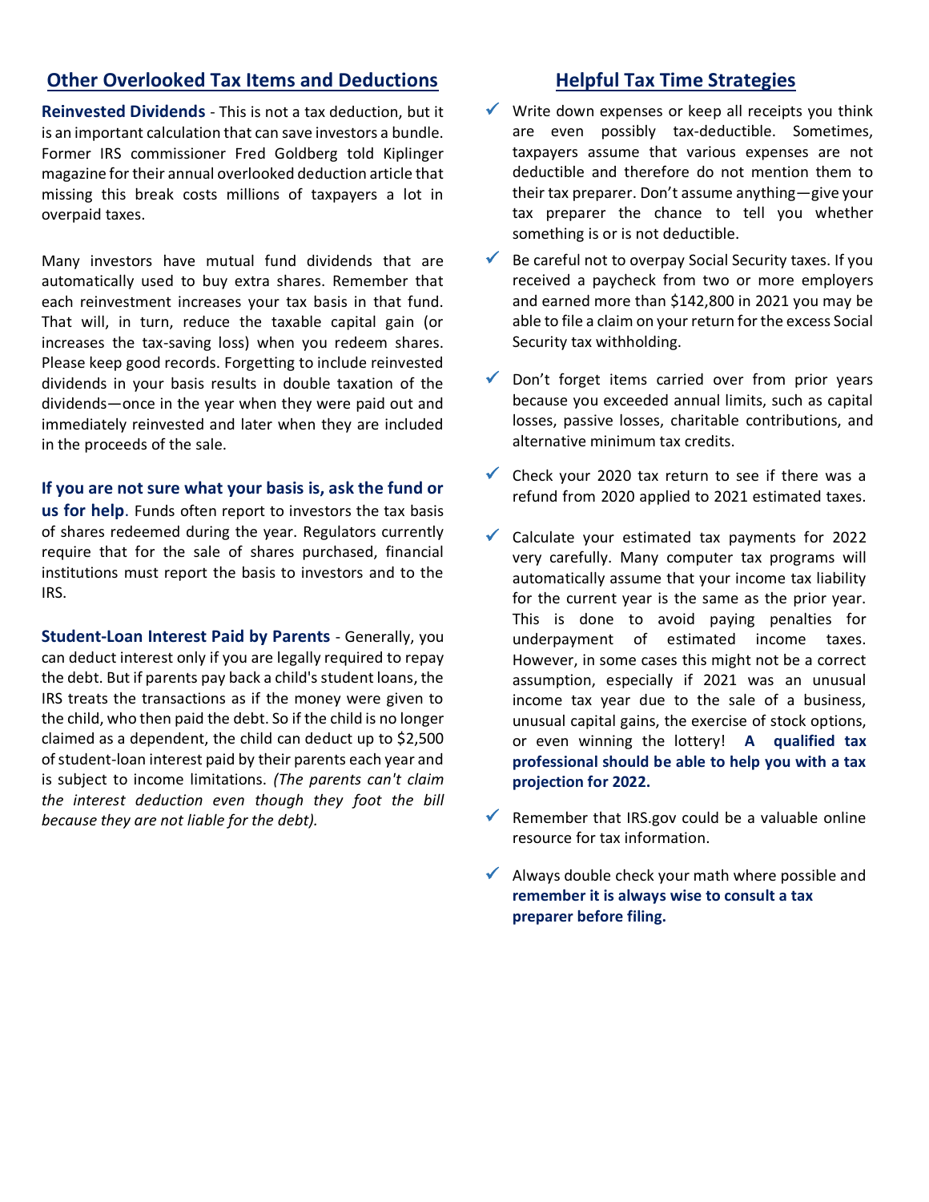## Other Overlooked Tax Items and Deductions

**Reinvested Dividends** - This is not a tax deduction, but it is an important calculation that can save investors a bundle. Former IRS commissioner Fred Goldberg told Kiplinger magazine for their annual overlooked deduction article that missing this break costs millions of taxpayers a lot in overpaid taxes.

Many investors have mutual fund dividends that are automatically used to buy extra shares. Remember that each reinvestment increases your tax basis in that fund. That will, in turn, reduce the taxable capital gain (or increases the tax-saving loss) when you redeem shares. Please keep good records. Forgetting to include reinvested dividends in your basis results in double taxation of the dividends—once in the year when they were paid out and immediately reinvested and later when they are included in the proceeds of the sale.

**If you are not sure what your basis is, ask the fund or us for help**. Funds often report to investors the tax basis of shares redeemed during the year. Regulators currently require that for the sale of shares purchased, financial institutions must report the basis to investors and to the IRS.

**Student-Loan Interest Paid by Parents** - Generally, you can deduct interest only if you are legally required to repay the debt. But if parents pay back a child's student loans, the IRS treats the transactions as if the money were given to the child, who then paid the debt. So if the child is no longer claimed as a dependent, the child can deduct up to $2,500 of student-loan interest paid by their parents each year and is subject to income limitations. *(The parents can't claim the interest deduction even though they foot the bill because they are not liable for the debt).*

## Helpful Tax Time Strategies

- ✓ Write down expenses or keep all receipts you think are even possibly tax-deductible. Sometimes, taxpayers assume that various expenses are not deductible and therefore do not mention them to their tax preparer. Don't assume anything—give your tax preparer the chance to tell you whether something is or is not deductible.
- ✓ Be careful not to overpay Social Security taxes. If you received a paycheck from two or more employers and earned more than $142,800 in 2021 you may be able to file a claim on your return for the excess Social Security tax withholding.
- ✓ Don't forget items carried over from prior years because you exceeded annual limits, such as capital losses, passive losses, charitable contributions, and alternative minimum tax credits.
- ✓ Check your 2020 tax return to see if there was a refund from 2020 applied to 2021 estimated taxes.
- ✓ Calculate your estimated tax payments for 2022 very carefully. Many computer tax programs will automatically assume that your income tax liability for the current year is the same as the prior year. This is done to avoid paying penalties for underpayment of estimated income taxes. However, in some cases this might not be a correct assumption, especially if 2021 was an unusual income tax year due to the sale of a business, unusual capital gains, the exercise of stock options, or even winning the lottery! **A qualified tax professional should be able to help you with a tax projection for 2022.**
- ✓ Remember that IRS.gov could be a valuable online resource for tax information.
- ✓ Always double check your math where possible and **remember it is always wise to consult a tax preparer before filing.**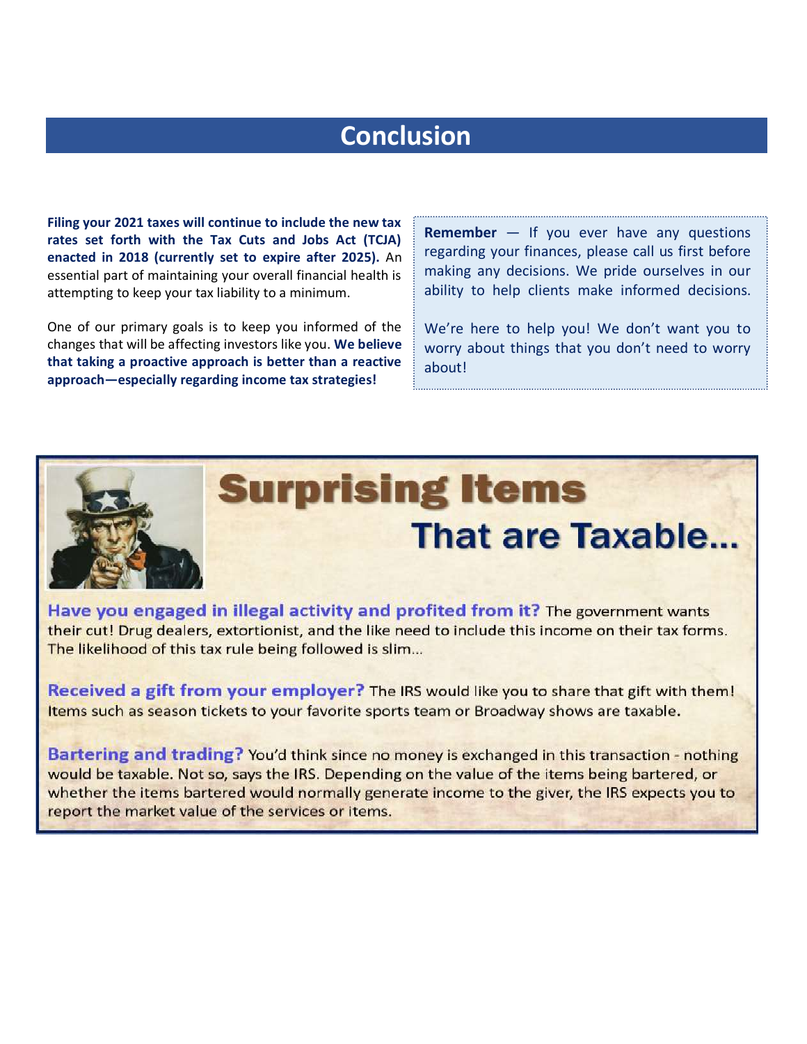# Conclusion

**Filing your 2021 taxes will continue to include the new tax rates set forth with the Tax Cuts and Jobs Act (TCJA) enacted in 2018 (currently set to expire after 2025).** An essential part of maintaining your overall financial health is attempting to keep your tax liability to a minimum.

One of our primary goals is to keep you informed of the changes that will be affecting investors like you. **We believe that taking a proactive approach is better than a reactive approach—especially regarding income tax strategies!**

**Remember** — If you ever have any questions regarding your finances, please call us first before making any decisions. We pride ourselves in our ability to help clients make informed decisions.

We're here to help you! We don't want you to worry about things that you don't need to worry about!

## Surprising Items That are Taxable...

**Have you engaged in illegal activity and profited from it?** The government wants their cut! Drug dealers, extortionist, and the like need to include this income on their tax forms. The likelihood of this tax rule being followed is slim...

**Received a gift from your employer?** The IRS would like you to share that gift with them! Items such as season tickets to your favorite sports team or Broadway shows are taxable.

**Bartering and trading?** You'd think since no money is exchanged in this transaction - nothing would be taxable. Not so, says the IRS. Depending on the value of the items being bartered, or whether the items bartered would normally generate income to the giver, the IRS expects you to report the market value of the services or items.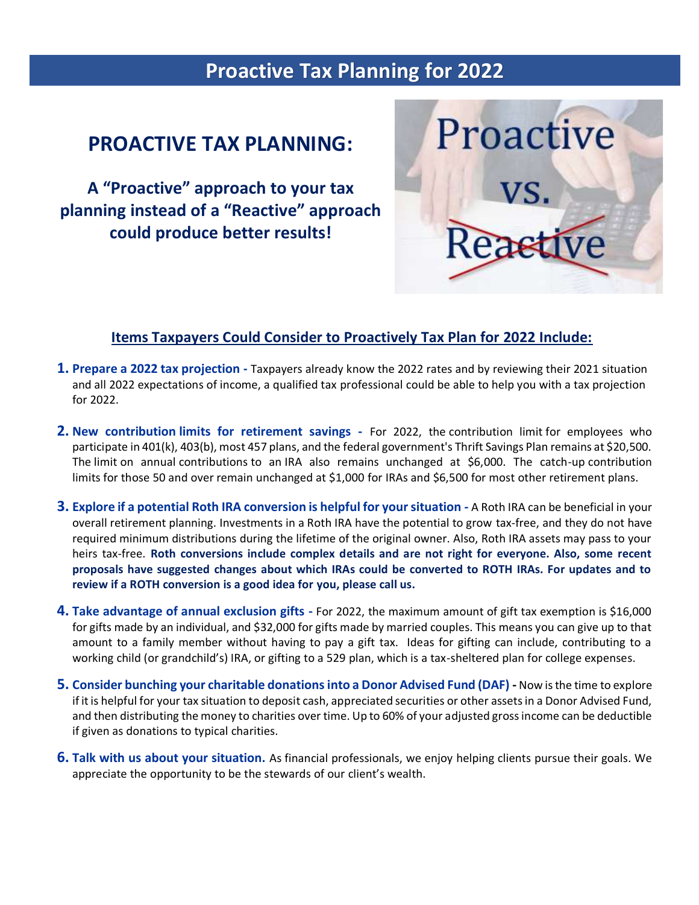# Proactive Tax Planning for 2022

## PROACTIVE TAX PLANNING:

**A "Proactive" approach to your tax planning instead of a "Reactive" approach could produce better results!**

### Items Taxpayers Could Consider to Proactively Tax Plan for 2022 Include:

1. **Prepare a 2022 tax projection -** Taxpayers already know the 2022 rates and by reviewing their 2021 situation and all 2022 expectations of income, a qualified tax professional could be able to help you with a tax projection for 2022.

2. **New contribution limits for retirement savings -** For 2022, the contribution limit for employees who participate in 401(k), 403(b), most 457 plans, and the federal government's Thrift Savings Plan remains at $20,500. The limit on annual contributions to an IRA also remains unchanged at $6,000. The catch-up contribution limits for those 50 and over remain unchanged at $1,000 for IRAs and $6,500 for most other retirement plans.

3. **Explore if a potential Roth IRA conversion is helpful for your situation -** A Roth IRA can be beneficial in your overall retirement planning. Investments in a Roth IRA have the potential to grow tax-free, and they do not have required minimum distributions during the lifetime of the original owner. Also, Roth IRA assets may pass to your heirs tax-free. **Roth conversions include complex details and are not right for everyone. Also, some recent proposals have suggested changes about which IRAs could be converted to ROTH IRAs. For updates and to review if a ROTH conversion is a good idea for you, please call us.**

4. **Take advantage of annual exclusion gifts -** For 2022, the maximum amount of gift tax exemption is $16,000 for gifts made by an individual, and $32,000 for gifts made by married couples. This means you can give up to that amount to a family member without having to pay a gift tax. Ideas for gifting can include, contributing to a working child (or grandchild's) IRA, or gifting to a 529 plan, which is a tax-sheltered plan for college expenses.

5. **Consider bunching your charitable donations into a Donor Advised Fund (DAF) -** Now is the time to explore if it is helpful for your tax situation to deposit cash, appreciated securities or other assets in a Donor Advised Fund, and then distributing the money to charities over time. Up to 60% of your adjusted gross income can be deductible if given as donations to typical charities.

6. **Talk with us about your situation.** As financial professionals, we enjoy helping clients pursue their goals. We appreciate the opportunity to be the stewards of our client's wealth.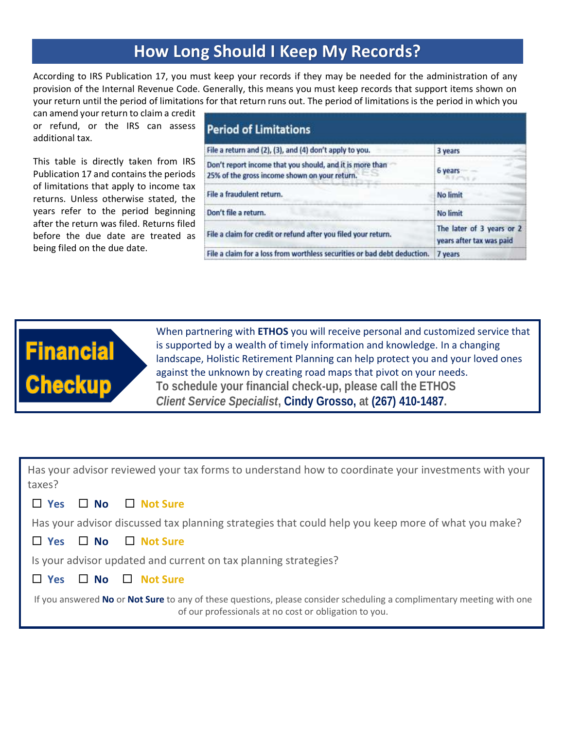# How Long Should I Keep My Records?

According to IRS Publication 17, you must keep your records if they may be needed for the administration of any provision of the Internal Revenue Code. Generally, this means you must keep records that support items shown on your return until the period of limitations for that return runs out. The period of limitations is the period in which you can amend your return to claim a credit or refund, or the IRS can assess additional tax.

This table is directly taken from IRS Publication 17 and contains the periods of limitations that apply to income tax returns. Unless otherwise stated, the years refer to the period beginning after the return was filed. Returns filed before the due date are treated as being filed on the due date.

| Period of Limitations | |
|---|---|
| File a return and (2), (3), and (4) don't apply to you. | 3 years |
| Don't report income that you should, and it is more than 25% of the gross income shown on your return. | 6 years |
| File a fraudulent return. | No limit |
| Don't file a return. | No limit |
| File a claim for credit or refund after you filed your return. | The later of 3 years or 2 years after tax was paid |
| File a claim for a loss from worthless securities or bad debt deduction. | 7 years |

## Financial Checkup

When partnering with **ETHOS** you will receive personal and customized service that is supported by a wealth of timely information and knowledge. In a changing landscape, Holistic Retirement Planning can help protect you and your loved ones against the unknown by creating road maps that pivot on your needs.

**To schedule your financial check-up, please call the ETHOS *Client Service Specialist*, Cindy Grosso, at (267) 410-1487.**

Has your advisor reviewed your tax forms to understand how to coordinate your investments with your taxes?

☐ **Yes** ☐ **No** ☐ **Not Sure**

Has your advisor discussed tax planning strategies that could help you keep more of what you make?

☐ **Yes** ☐ **No** ☐ **Not Sure**

Is your advisor updated and current on tax planning strategies?

☐ **Yes** ☐ **No** ☐ **Not Sure**

If you answered **No** or **Not Sure** to any of these questions, please consider scheduling a complimentary meeting with one of our professionals at no cost or obligation to you.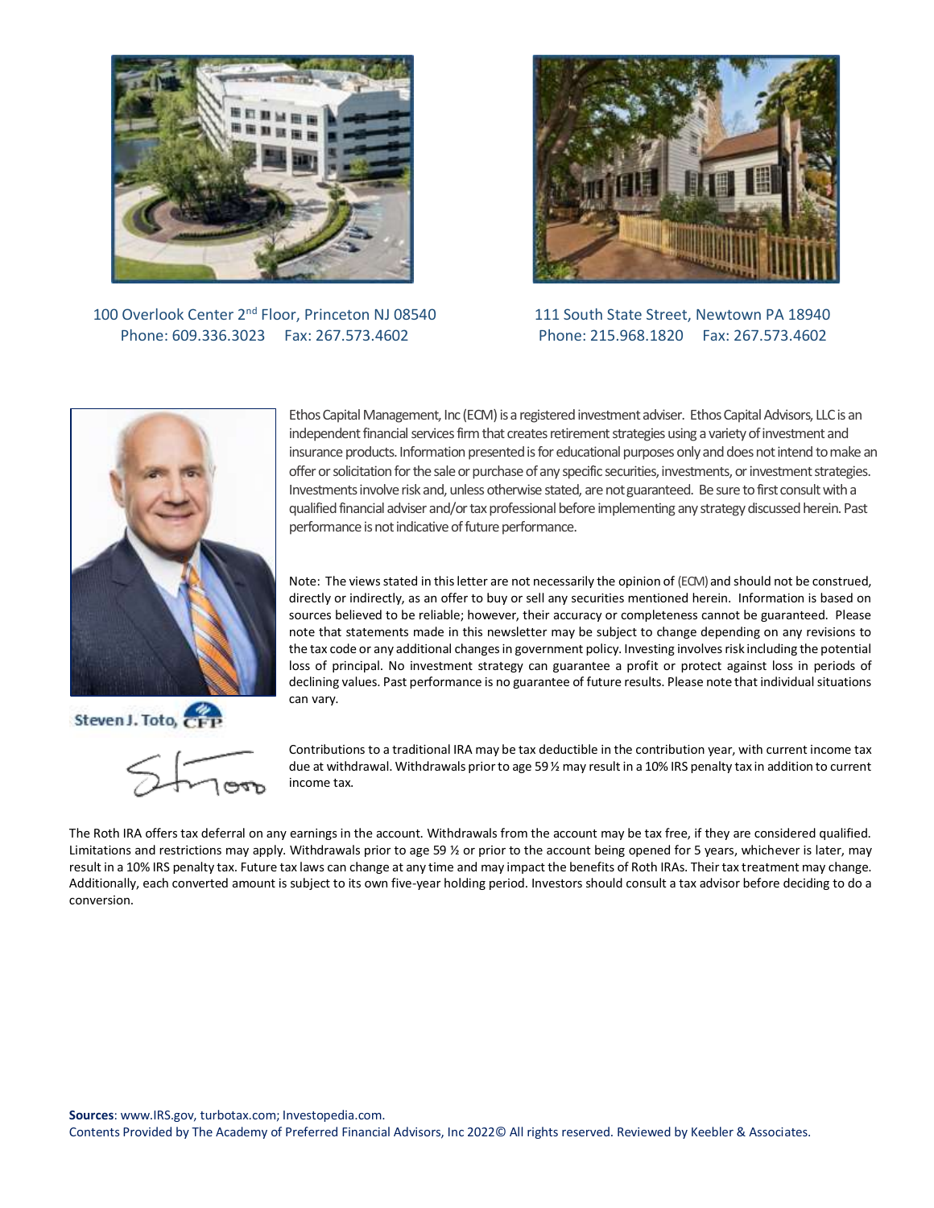100 Overlook Center 2nd Floor, Princeton NJ 08540
Phone: 609.336.3023 Fax: 267.573.4602

111 South State Street, Newtown PA 18940
Phone: 215.968.1820 Fax: 267.573.4602

Steven J. Toto, CFP

Ethos Capital Management, Inc (ECM) is a registered investment adviser. Ethos Capital Advisors, LLC is an independent financial services firm that creates retirement strategies using a variety of investment and insurance products. Information presented is for educational purposes only and does not intend to make an offer or solicitation for the sale or purchase of any specific securities, investments, or investment strategies. Investments involve risk and, unless otherwise stated, are not guaranteed. Be sure to first consult with a qualified financial adviser and/or tax professional before implementing any strategy discussed herein. Past performance is not indicative of future performance.

Note: The views stated in this letter are not necessarily the opinion of (ECM) and should not be construed, directly or indirectly, as an offer to buy or sell any securities mentioned herein. Information is based on sources believed to be reliable; however, their accuracy or completeness cannot be guaranteed. Please note that statements made in this newsletter may be subject to change depending on any revisions to the tax code or any additional changes in government policy. Investing involves risk including the potential loss of principal. No investment strategy can guarantee a profit or protect against loss in periods of declining values. Past performance is no guarantee of future results. Please note that individual situations can vary.

Contributions to a traditional IRA may be tax deductible in the contribution year, with current income tax due at withdrawal. Withdrawals prior to age 59 ½ may result in a 10% IRS penalty tax in addition to current income tax.

The Roth IRA offers tax deferral on any earnings in the account. Withdrawals from the account may be tax free, if they are considered qualified. Limitations and restrictions may apply. Withdrawals prior to age 59 ½ or prior to the account being opened for 5 years, whichever is later, may result in a 10% IRS penalty tax. Future tax laws can change at any time and may impact the benefits of Roth IRAs. Their tax treatment may change. Additionally, each converted amount is subject to its own five-year holding period. Investors should consult a tax advisor before deciding to do a conversion.

**Sources**: www.IRS.gov, turbotax.com; Investopedia.com.
Contents Provided by The Academy of Preferred Financial Advisors, Inc 2022© All rights reserved. Reviewed by Keebler & Associates.